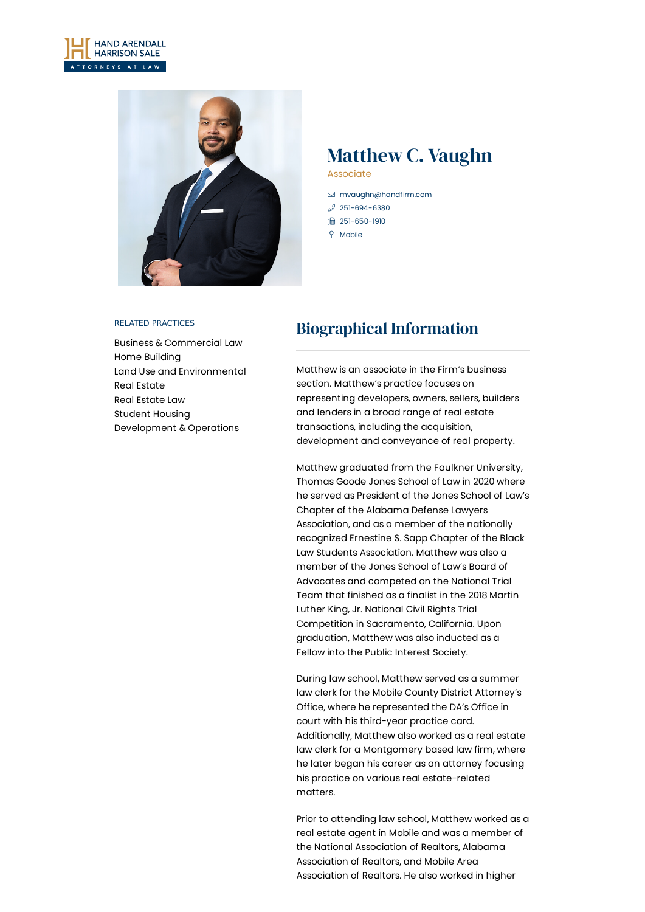# Matthew C. Vaughn

Associate

mvaughn@handfirm.com
251-694-6380
251-650-1910
Mobile

RELATED PRACTICES

- Business & Commercial Law
- Home Building
- Land Use and Environmental
- Real Estate
- Real Estate Law
- Student Housing
- Development & Operations

## Biographical Information

Matthew is an associate in the Firm's business section. Matthew's practice focuses on representing developers, owners, sellers, builders and lenders in a broad range of real estate transactions, including the acquisition, development and conveyance of real property.

Matthew graduated from the Faulkner University, Thomas Goode Jones School of Law in 2020 where he served as President of the Jones School of Law's Chapter of the Alabama Defense Lawyers Association, and as a member of the nationally recognized Ernestine S. Sapp Chapter of the Black Law Students Association. Matthew was also a member of the Jones School of Law's Board of Advocates and competed on the National Trial Team that finished as a finalist in the 2018 Martin Luther King, Jr. National Civil Rights Trial Competition in Sacramento, California. Upon graduation, Matthew was also inducted as a Fellow into the Public Interest Society.

During law school, Matthew served as a summer law clerk for the Mobile County District Attorney's Office, where he represented the DA's Office in court with his third-year practice card. Additionally, Matthew also worked as a real estate law clerk for a Montgomery based law firm, where he later began his career as an attorney focusing his practice on various real estate-related matters.

Prior to attending law school, Matthew worked as a real estate agent in Mobile and was a member of the National Association of Realtors, Alabama Association of Realtors, and Mobile Area Association of Realtors. He also worked in higher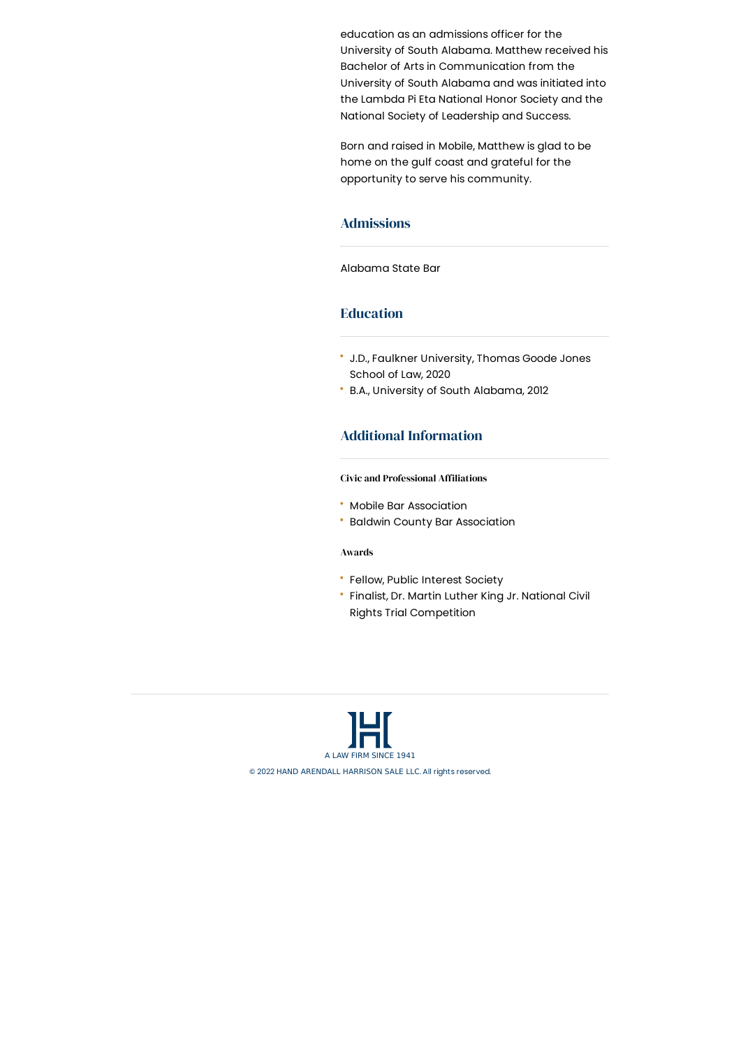education as an admissions officer for the University of South Alabama. Matthew received his Bachelor of Arts in Communication from the University of South Alabama and was initiated into the Lambda Pi Eta National Honor Society and the National Society of Leadership and Success.

Born and raised in Mobile, Matthew is glad to be home on the gulf coast and grateful for the opportunity to serve his community.

## Admissions

Alabama State Bar

## Education

- J.D., Faulkner University, Thomas Goode Jones School of Law, 2020
- B.A., University of South Alabama, 2012

## Additional Information

#### Civic and Professional Affiliations

- Mobile Bar Association
- Baldwin County Bar Association

#### Awards

- Fellow, Public Interest Society
- Finalist, Dr. Martin Luther King Jr. National Civil Rights Trial Competition

A LAW FIRM SINCE 1941

© 2022 HAND ARENDALL HARRISON SALE LLC. All rights reserved.